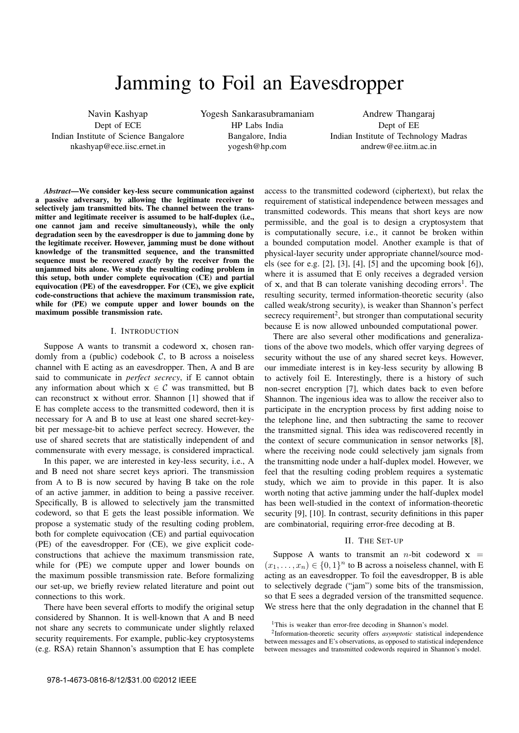# Jamming to Foil an Eavesdropper

Navin Kashyap
Dept of ECE
Indian Institute of Science Bangalore
nkashyap@ece.iisc.ernet.in

Yogesh Sankarasubramaniam
HP Labs India
Bangalore, India
yogesh@hp.com

Andrew Thangaraj
Dept of EE
Indian Institute of Technology Madras
andrew@ee.iitm.ac.in

***Abstract*—We consider key-less secure communication against a passive adversary, by allowing the legitimate receiver to selectively jam transmitted bits. The channel between the transmitter and legitimate receiver is assumed to be half-duplex (i.e., one cannot jam and receive simultaneously), while the only degradation seen by the eavesdropper is due to jamming done by the legitimate receiver. However, jamming must be done without knowledge of the transmitted sequence, and the transmitted sequence must be recovered *exactly* by the receiver from the unjammed bits alone. We study the resulting coding problem in this setup, both under complete equivocation (CE) and partial equivocation (PE) of the eavesdropper. For (CE), we give explicit code-constructions that achieve the maximum transmission rate, while for (PE) we compute upper and lower bounds on the maximum possible transmission rate.**

## I. Introduction

Suppose A wants to transmit a codeword $\mathbf{x}$, chosen randomly from a (public) codebook $\mathcal{C}$, to B across a noiseless channel with E acting as an eavesdropper. Then, A and B are said to communicate in *perfect secrecy*, if E cannot obtain any information about which $\mathbf{x} \in \mathcal{C}$ was transmitted, but B can reconstruct $\mathbf{x}$ without error. Shannon [1] showed that if E has complete access to the transmitted codeword, then it is necessary for A and B to use at least one shared secret-key-bit per message-bit to achieve perfect secrecy. However, the use of shared secrets that are statistically independent of and commensurate with every message, is considered impractical.

In this paper, we are interested in key-less security, i.e., A and B need not share secret keys apriori. The transmission from A to B is now secured by having B take on the role of an active jammer, in addition to being a passive receiver. Specifically, B is allowed to selectively jam the transmitted codeword, so that E gets the least possible information. We propose a systematic study of the resulting coding problem, both for complete equivocation (CE) and partial equivocation (PE) of the eavesdropper. For (CE), we give explicit code-constructions that achieve the maximum transmission rate, while for (PE) we compute upper and lower bounds on the maximum possible transmission rate. Before formalizing our set-up, we briefly review related literature and point out connections to this work.

There have been several efforts to modify the original setup considered by Shannon. It is well-known that A and B need not share any secrets to communicate under slightly relaxed security requirements. For example, public-key cryptosystems (e.g. RSA) retain Shannon's assumption that E has complete access to the transmitted codeword (ciphertext), but relax the requirement of statistical independence between messages and transmitted codewords. This means that short keys are now permissible, and the goal is to design a cryptosystem that is computationally secure, i.e., it cannot be broken within a bounded computation model. Another example is that of physical-layer security under appropriate channel/source models (see for e.g. [2], [3], [4], [5] and the upcoming book [6]), where it is assumed that E only receives a degraded version of $\mathbf{x}$, and that B can tolerate vanishing decoding errors[1]. The resulting security, termed information-theoretic security (also called weak/strong security), is weaker than Shannon's perfect secrecy requirement[2], but stronger than computational security because E is now allowed unbounded computational power.

There are also several other modifications and generalizations of the above two models, which offer varying degrees of security without the use of any shared secret keys. However, our immediate interest is in key-less security by allowing B to actively foil E. Interestingly, there is a history of such non-secret encryption [7], which dates back to even before Shannon. The ingenious idea was to allow the receiver also to participate in the encryption process by first adding noise to the telephone line, and then subtracting the same to recover the transmitted signal. This idea was rediscovered recently in the context of secure communication in sensor networks [8], where the receiving node could selectively jam signals from the transmitting node under a half-duplex model. However, we feel that the resulting coding problem requires a systematic study, which we aim to provide in this paper. It is also worth noting that active jamming under the half-duplex model has been well-studied in the context of information-theoretic security [9], [10]. In contrast, security definitions in this paper are combinatorial, requiring error-free decoding at B.

## II. The Set-up

Suppose A wants to transmit an $n$-bit codeword $\mathbf{x} = (x_1, \ldots, x_n) \in \{0,1\}^n$ to B across a noiseless channel, with E acting as an eavesdropper. To foil the eavesdropper, B is able to selectively degrade ("jam") some bits of the transmission, so that E sees a degraded version of the transmitted sequence. We stress here that the only degradation in the channel that E

[1] This is weaker than error-free decoding in Shannon's model.

[2] Information-theoretic security offers *asymptotic* statistical independence between messages and E's observations, as opposed to statistical independence between messages and transmitted codewords required in Shannon's model.

978-1-4673-0816-8/12/$31.00 ©2012 IEEE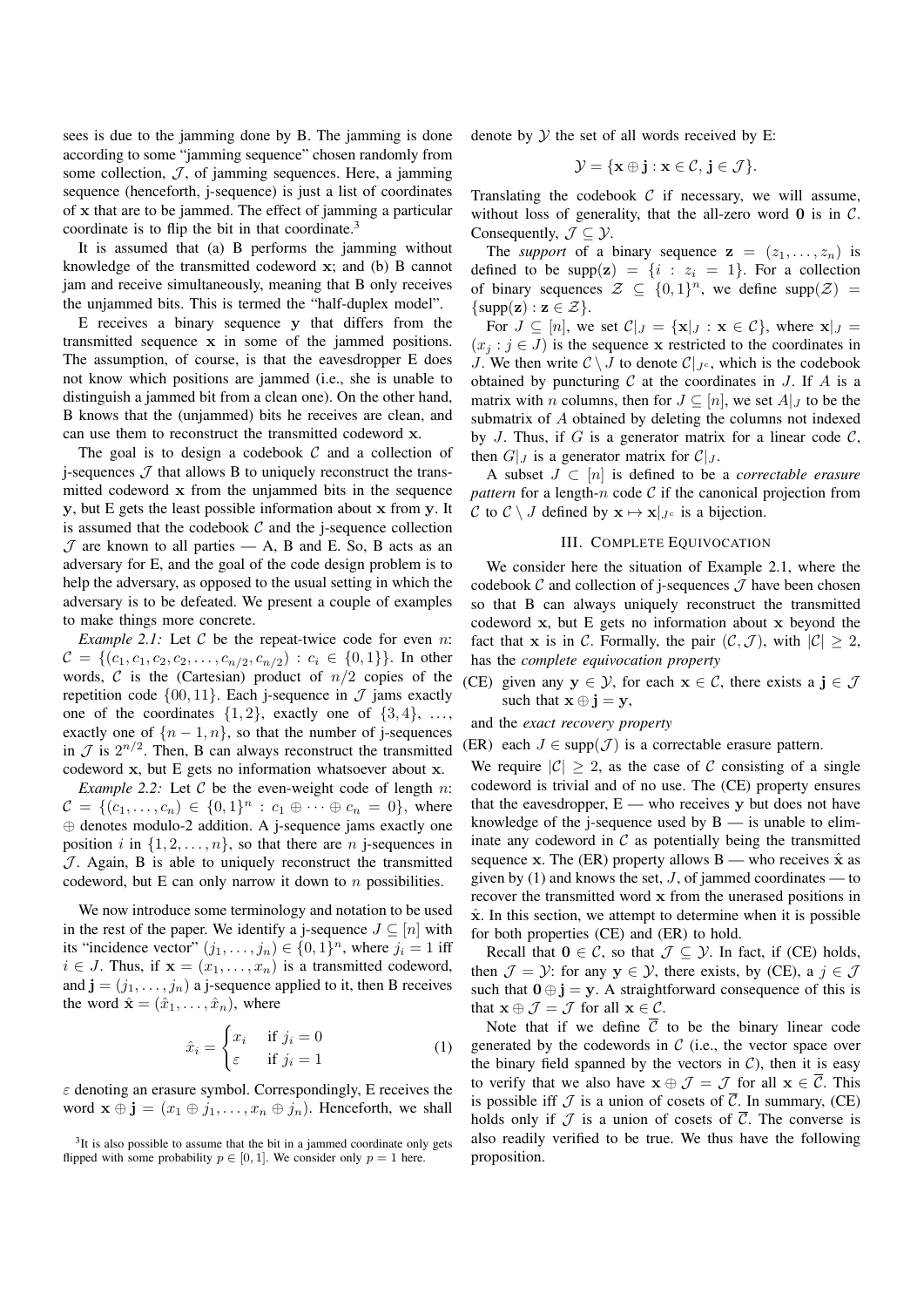sees is due to the jamming done by B. The jamming is done according to some "jamming sequence" chosen randomly from some collection, $\mathcal{J}$, of jamming sequences. Here, a jamming sequence (henceforth, j-sequence) is just a list of coordinates of $\mathbf{x}$ that are to be jammed. The effect of jamming a particular coordinate is to flip the bit in that coordinate.[3]

It is assumed that (a) B performs the jamming without knowledge of the transmitted codeword $\mathbf{x}$; and (b) B cannot jam and receive simultaneously, meaning that B only receives the unjammed bits. This is termed the "half-duplex model".

E receives a binary sequence $\mathbf{y}$ that differs from the transmitted sequence $\mathbf{x}$ in some of the jammed positions. The assumption, of course, is that the eavesdropper E does not know which positions are jammed (i.e., she is unable to distinguish a jammed bit from a clean one). On the other hand, B knows that the (unjammed) bits he receives are clean, and can use them to reconstruct the transmitted codeword $\mathbf{x}$.

The goal is to design a codebook $\mathcal{C}$ and a collection of j-sequences $\mathcal{J}$ that allows B to uniquely reconstruct the transmitted codeword $\mathbf{x}$ from the unjammed bits in the sequence $\mathbf{y}$, but E gets the least possible information about $\mathbf{x}$ from $\mathbf{y}$. It is assumed that the codebook $\mathcal{C}$ and the j-sequence collection $\mathcal{J}$ are known to all parties — A, B and E. So, B acts as an adversary for E, and the goal of the code design problem is to help the adversary, as opposed to the usual setting in which the adversary is to be defeated. We present a couple of examples to make things more concrete.

*Example 2.1:* Let $\mathcal{C}$ be the repeat-twice code for even $n$: $\mathcal{C} = \{(c_1, c_1, c_2, c_2, \ldots, c_{n/2}, c_{n/2}) : c_i \in \{0,1\}\}$. In other words, $\mathcal{C}$ is the (Cartesian) product of $n/2$ copies of the repetition code $\{00, 11\}$. Each j-sequence in $\mathcal{J}$ jams exactly one of the coordinates $\{1,2\}$, exactly one of $\{3,4\}$, $\ldots$, exactly one of $\{n-1, n\}$, so that the number of j-sequences in $\mathcal{J}$ is $2^{n/2}$. Then, B can always reconstruct the transmitted codeword $\mathbf{x}$, but E gets no information whatsoever about $\mathbf{x}$.

*Example 2.2:* Let $\mathcal{C}$ be the even-weight code of length $n$: $\mathcal{C} = \{(c_1, \ldots, c_n) \in \{0,1\}^n : c_1 \oplus \cdots \oplus c_n = 0\}$, where $\oplus$ denotes modulo-2 addition. A j-sequence jams exactly one position $i$ in $\{1, 2, \ldots, n\}$, so that there are $n$ j-sequences in $\mathcal{J}$. Again, B is able to uniquely reconstruct the transmitted codeword, but E can only narrow it down to $n$ possibilities.

We now introduce some terminology and notation to be used in the rest of the paper. We identify a j-sequence $J \subseteq [n]$ with its "incidence vector" $(j_1, \ldots, j_n) \in \{0,1\}^n$, where $j_i = 1$ iff $i \in J$. Thus, if $\mathbf{x} = (x_1, \ldots, x_n)$ is a transmitted codeword, and $\mathbf{j} = (j_1, \ldots, j_n)$ a j-sequence applied to it, then B receives the word $\hat{\mathbf{x}} = (\hat{x}_1, \ldots, \hat{x}_n)$, where

$$\hat{x}_i = \begin{cases} x_i & \text{if } j_i = 0 \\ \varepsilon & \text{if } j_i = 1 \end{cases} \tag{1}$$

$\varepsilon$ denoting an erasure symbol. Correspondingly, E receives the word $\mathbf{x} \oplus \mathbf{j} = (x_1 \oplus j_1, \ldots, x_n \oplus j_n)$. Henceforth, we shall denote by $\mathcal{Y}$ the set of all words received by E:

$$\mathcal{Y} = \{\mathbf{x} \oplus \mathbf{j} : \mathbf{x} \in \mathcal{C}, \mathbf{j} \in \mathcal{J}\}.$$

Translating the codebook $\mathcal{C}$ if necessary, we will assume, without loss of generality, that the all-zero word $\mathbf{0}$ is in $\mathcal{C}$. Consequently, $\mathcal{J} \subseteq \mathcal{Y}$.

The *support* of a binary sequence $\mathbf{z} = (z_1, \ldots, z_n)$ is defined to be $\text{supp}(\mathbf{z}) = \{i : z_i = 1\}$. For a collection of binary sequences $\mathcal{Z} \subseteq \{0,1\}^n$, we define $\text{supp}(\mathcal{Z}) = \{\text{supp}(\mathbf{z}) : \mathbf{z} \in \mathcal{Z}\}$.

For $J \subseteq [n]$, we set $\mathcal{C}|_J = \{\mathbf{x}|_J : \mathbf{x} \in \mathcal{C}\}$, where $\mathbf{x}|_J = (x_j : j \in J)$ is the sequence $\mathbf{x}$ restricted to the coordinates in $J$. We then write $\mathcal{C} \setminus J$ to denote $\mathcal{C}|_{J^c}$, which is the codebook obtained by puncturing $\mathcal{C}$ at the coordinates in $J$. If $A$ is a matrix with $n$ columns, then for $J \subseteq [n]$, we set $A|_J$ to be the submatrix of $A$ obtained by deleting the columns not indexed by $J$. Thus, if $G$ is a generator matrix for a linear code $\mathcal{C}$, then $G|_J$ is a generator matrix for $\mathcal{C}|_J$.

A subset $J \subset [n]$ is defined to be a *correctable erasure pattern* for a length-$n$ code $\mathcal{C}$ if the canonical projection from $\mathcal{C}$ to $\mathcal{C} \setminus J$ defined by $\mathbf{x} \mapsto \mathbf{x}|_{J^c}$ is a bijection.

## III. Complete Equivocation

We consider here the situation of Example 2.1, where the codebook $\mathcal{C}$ and collection of j-sequences $\mathcal{J}$ have been chosen so that B can always uniquely reconstruct the transmitted codeword $\mathbf{x}$, but E gets no information about $\mathbf{x}$ beyond the fact that $\mathbf{x}$ is in $\mathcal{C}$. Formally, the pair $(\mathcal{C}, \mathcal{J})$, with $|\mathcal{C}| \geq 2$, has the *complete equivocation property*

(CE) given any $\mathbf{y} \in \mathcal{Y}$, for each $\mathbf{x} \in \mathcal{C}$, there exists a $\mathbf{j} \in \mathcal{J}$ such that $\mathbf{x} \oplus \mathbf{j} = \mathbf{y}$,

and the *exact recovery property*

(ER) each $J \in \text{supp}(\mathcal{J})$ is a correctable erasure pattern.

We require $|\mathcal{C}| \geq 2$, as the case of $\mathcal{C}$ consisting of a single codeword is trivial and of no use. The (CE) property ensures that the eavesdropper, E — who receives $\mathbf{y}$ but does not have knowledge of the j-sequence used by B — is unable to eliminate any codeword in $\mathcal{C}$ as potentially being the transmitted sequence $\mathbf{x}$. The (ER) property allows B — who receives $\hat{\mathbf{x}}$ as given by (1) and knows the set, $J$, of jammed coordinates — to recover the transmitted word $\mathbf{x}$ from the unerased positions in $\hat{\mathbf{x}}$. In this section, we attempt to determine when it is possible for both properties (CE) and (ER) to hold.

Recall that $\mathbf{0} \in \mathcal{C}$, so that $\mathcal{J} \subseteq \mathcal{Y}$. In fact, if (CE) holds, then $\mathcal{J} = \mathcal{Y}$: for any $\mathbf{y} \in \mathcal{Y}$, there exists, by (CE), a $\mathbf{j} \in \mathcal{J}$ such that $\mathbf{0} \oplus \mathbf{j} = \mathbf{y}$. A straightforward consequence of this is that $\mathbf{x} \oplus \mathcal{J} = \mathcal{J}$ for all $\mathbf{x} \in \mathcal{C}$.

Note that if we define $\overline{\mathcal{C}}$ to be the binary linear code generated by the codewords in $\mathcal{C}$ (i.e., the vector space over the binary field spanned by the vectors in $\mathcal{C}$), then it is easy to verify that we also have $\mathbf{x} \oplus \mathcal{J} = \mathcal{J}$ for all $\mathbf{x} \in \overline{\mathcal{C}}$. This is possible iff $\mathcal{J}$ is a union of cosets of $\overline{\mathcal{C}}$. In summary, (CE) holds only if $\mathcal{J}$ is a union of cosets of $\overline{\mathcal{C}}$. The converse is also readily verified to be true. We thus have the following proposition.

[3]It is also possible to assume that the bit in a jammed coordinate only gets flipped with some probability $p \in [0, 1]$. We consider only $p = 1$ here.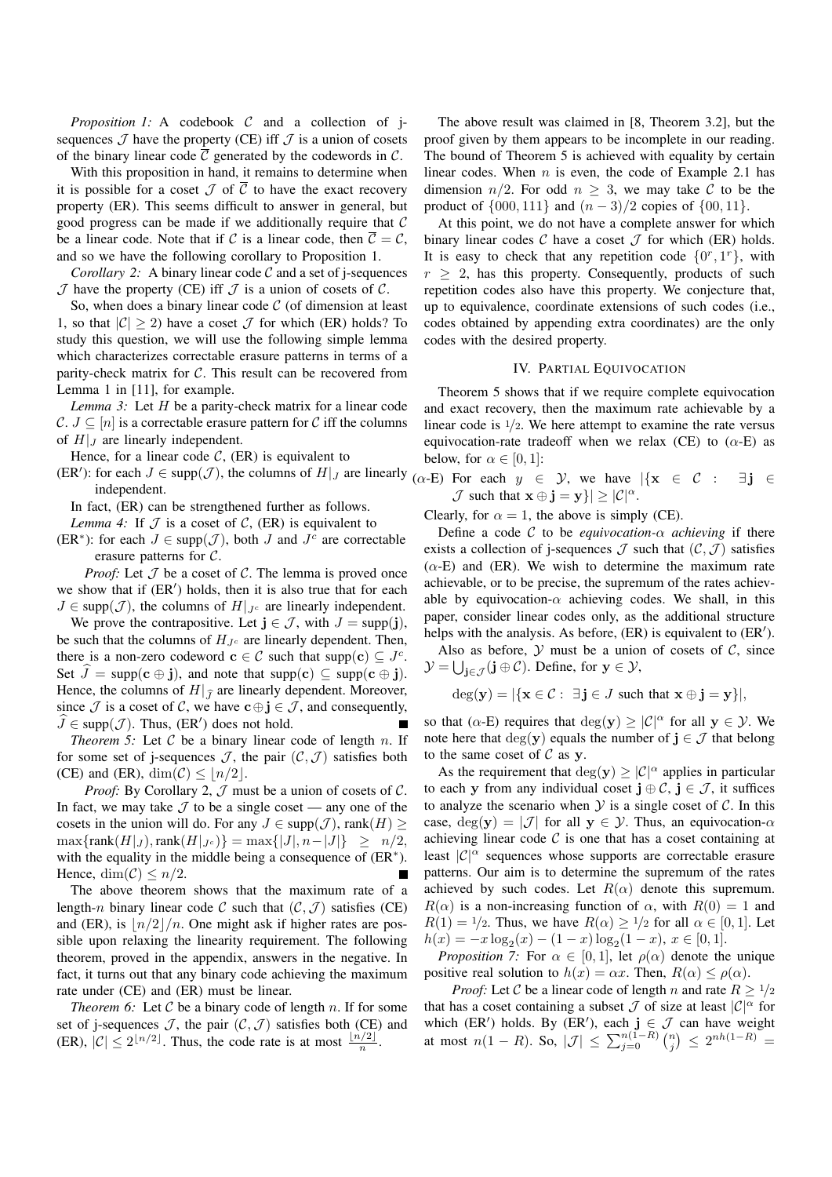*Proposition 1:* A codebook $\mathcal{C}$ and a collection of j-sequences $\mathcal{J}$ have the property (CE) iff $\mathcal{J}$ is a union of cosets of the binary linear code $\overline{\mathcal{C}}$ generated by the codewords in $\mathcal{C}$.

With this proposition in hand, it remains to determine when it is possible for a coset $\mathcal{J}$ of $\overline{\mathcal{C}}$ to have the exact recovery property (ER). This seems difficult to answer in general, but good progress can be made if we additionally require that $\mathcal{C}$ be a linear code. Note that if $\mathcal{C}$ is a linear code, then $\overline{\mathcal{C}} = \mathcal{C}$, and so we have the following corollary to Proposition 1.

*Corollary 2:* A binary linear code $\mathcal{C}$ and a set of j-sequences $\mathcal{J}$ have the property (CE) iff $\mathcal{J}$ is a union of cosets of $\mathcal{C}$.

So, when does a binary linear code $\mathcal{C}$ (of dimension at least 1, so that $|\mathcal{C}| \geq 2$) have a coset $\mathcal{J}$ for which (ER) holds? To study this question, we will use the following simple lemma which characterizes correctable erasure patterns in terms of a parity-check matrix for $\mathcal{C}$. This result can be recovered from Lemma 1 in [11], for example.

*Lemma 3:* Let $H$ be a parity-check matrix for a linear code $\mathcal{C}$. $J \subseteq [n]$ is a correctable erasure pattern for $\mathcal{C}$ iff the columns of $H|_J$ are linearly independent.

Hence, for a linear code $\mathcal{C}$, (ER) is equivalent to

(ER′): for each $J \in \text{supp}(\mathcal{J})$, the columns of $H|_J$ are linearly independent.

In fact, (ER) can be strengthened further as follows.

*Lemma 4:* If $\mathcal{J}$ is a coset of $\mathcal{C}$, (ER) is equivalent to

(ER*): for each $J \in \text{supp}(\mathcal{J})$, both $J$ and $J^c$ are correctable erasure patterns for $\mathcal{C}$.

*Proof:* Let $\mathcal{J}$ be a coset of $\mathcal{C}$. The lemma is proved once we show that if (ER′) holds, then it is also true that for each $J \in \text{supp}(\mathcal{J})$, the columns of $H|_{J^c}$ are linearly independent.

We prove the contrapositive. Let $\mathbf{j} \in \mathcal{J}$, with $J = \text{supp}(\mathbf{j})$, be such that the columns of $H_{J^c}$ are linearly dependent. Then, there is a non-zero codeword $\mathbf{c} \in \mathcal{C}$ such that $\text{supp}(\mathbf{c}) \subseteq J^c$. Set $\widehat{J} = \text{supp}(\mathbf{c} \oplus \mathbf{j})$, and note that $\text{supp}(\mathbf{c}) \subseteq \text{supp}(\mathbf{c} \oplus \mathbf{j})$. Hence, the columns of $H|_{\widehat{J}}$ are linearly dependent. Moreover, since $\mathcal{J}$ is a coset of $\mathcal{C}$, we have $\mathbf{c} \oplus \mathbf{j} \in \mathcal{J}$, and consequently, $\widehat{J} \in \text{supp}(\mathcal{J})$. Thus, (ER′) does not hold. ∎

*Theorem 5:* Let $\mathcal{C}$ be a binary linear code of length $n$. If for some set of j-sequences $\mathcal{J}$, the pair $(\mathcal{C}, \mathcal{J})$ satisfies both (CE) and (ER), $\dim(\mathcal{C}) \leq \lfloor n/2 \rfloor$.

*Proof:* By Corollary 2, $\mathcal{J}$ must be a union of cosets of $\mathcal{C}$. In fact, we may take $\mathcal{J}$ to be a single coset — any one of the cosets in the union will do. For any $J \in \text{supp}(\mathcal{J})$, $\text{rank}(H) \geq \max\{\text{rank}(H|_J), \text{rank}(H|_{J^c})\} = \max\{|J|, n-|J|\} \geq n/2$, with the equality in the middle being a consequence of (ER*). Hence, $\dim(\mathcal{C}) \leq n/2$. ∎

The above theorem shows that the maximum rate of a length-$n$ binary linear code $\mathcal{C}$ such that $(\mathcal{C}, \mathcal{J})$ satisfies (CE) and (ER), is $\lfloor n/2 \rfloor / n$. One might ask if higher rates are possible upon relaxing the linearity requirement. The following theorem, proved in the appendix, answers in the negative. In fact, it turns out that any binary code achieving the maximum rate under (CE) and (ER) must be linear.

*Theorem 6:* Let $\mathcal{C}$ be a binary code of length $n$. If for some set of j-sequences $\mathcal{J}$, the pair $(\mathcal{C}, \mathcal{J})$ satisfies both (CE) and (ER), $|\mathcal{C}| \leq 2^{\lfloor n/2 \rfloor}$. Thus, the code rate is at most $\frac{\lfloor n/2 \rfloor}{n}$.

The above result was claimed in [8, Theorem 3.2], but the proof given by them appears to be incomplete in our reading. The bound of Theorem 5 is achieved with equality by certain linear codes. When $n$ is even, the code of Example 2.1 has dimension $n/2$. For odd $n \geq 3$, we may take $\mathcal{C}$ to be the product of $\{000, 111\}$ and $(n-3)/2$ copies of $\{00, 11\}$.

At this point, we do not have a complete answer for which binary linear codes $\mathcal{C}$ have a coset $\mathcal{J}$ for which (ER) holds. It is easy to check that any repetition code $\{0^r, 1^r\}$, with $r \geq 2$, has this property. Consequently, products of such repetition codes also have this property. We conjecture that, up to equivalence, coordinate extensions of such codes (i.e., codes obtained by appending extra coordinates) are the only codes with the desired property.

## IV. Partial Equivocation

Theorem 5 shows that if we require complete equivocation and exact recovery, then the maximum rate achievable by a linear code is $1/2$. We here attempt to examine the rate versus equivocation-rate tradeoff when we relax (CE) to ($\alpha$-E) as below, for $\alpha \in [0, 1]$:

($\alpha$-E) For each $y \in \mathcal{Y}$, we have $|\{\mathbf{x} \in \mathcal{C} : \exists \mathbf{j} \in \mathcal{J} \text{ such that } \mathbf{x} \oplus \mathbf{j} = \mathbf{y}\}| \geq |\mathcal{C}|^\alpha$.

Clearly, for $\alpha = 1$, the above is simply (CE).

Define a code $\mathcal{C}$ to be *equivocation-$\alpha$ achieving* if there exists a collection of j-sequences $\mathcal{J}$ such that $(\mathcal{C}, \mathcal{J})$ satisfies ($\alpha$-E) and (ER). We wish to determine the maximum rate achievable, or to be precise, the supremum of the rates achievable by equivocation-$\alpha$ achieving codes. We shall, in this paper, consider linear codes only, as the additional structure helps with the analysis. As before, (ER) is equivalent to (ER′).

Also as before, $\mathcal{Y}$ must be a union of cosets of $\mathcal{C}$, since $\mathcal{Y} = \bigcup_{\mathbf{j} \in \mathcal{J}} (\mathbf{j} \oplus \mathcal{C})$. Define, for $\mathbf{y} \in \mathcal{Y}$,

$$\deg(\mathbf{y}) = |\{\mathbf{x} \in \mathcal{C} : \exists \mathbf{j} \in J \text{ such that } \mathbf{x} \oplus \mathbf{j} = \mathbf{y}\}|,$$

so that ($\alpha$-E) requires that $\deg(\mathbf{y}) \geq |\mathcal{C}|^\alpha$ for all $\mathbf{y} \in \mathcal{Y}$. We note here that $\deg(\mathbf{y})$ equals the number of $\mathbf{j} \in \mathcal{J}$ that belong to the same coset of $\mathcal{C}$ as $\mathbf{y}$.

As the requirement that $\deg(\mathbf{y}) \geq |\mathcal{C}|^\alpha$ applies in particular to each $\mathbf{y}$ from any individual coset $\mathbf{j} \oplus \mathcal{C}$, $\mathbf{j} \in \mathcal{J}$, it suffices to analyze the scenario when $\mathcal{Y}$ is a single coset of $\mathcal{C}$. In this case, $\deg(\mathbf{y}) = |\mathcal{J}|$ for all $\mathbf{y} \in \mathcal{Y}$. Thus, an equivocation-$\alpha$ achieving linear code $\mathcal{C}$ is one that has a coset containing at least $|\mathcal{C}|^\alpha$ sequences whose supports are correctable erasure patterns. Our aim is to determine the supremum of the rates achieved by such codes. Let $R(\alpha)$ denote this supremum. $R(\alpha)$ is a non-increasing function of $\alpha$, with $R(0) = 1$ and $R(1) = 1/2$. Thus, we have $R(\alpha) \geq 1/2$ for all $\alpha \in [0, 1]$. Let $h(x) = -x \log_2(x) - (1-x) \log_2(1-x)$, $x \in [0, 1]$.

*Proposition 7:* For $\alpha \in [0, 1]$, let $\rho(\alpha)$ denote the unique positive real solution to $h(x) = \alpha x$. Then, $R(\alpha) \leq \rho(\alpha)$.

*Proof:* Let $\mathcal{C}$ be a linear code of length $n$ and rate $R \geq 1/2$ that has a coset containing a subset $\mathcal{J}$ of size at least $|\mathcal{C}|^\alpha$ for which (ER′) holds. By (ER′), each $\mathbf{j} \in \mathcal{J}$ can have weight at most $n(1-R)$. So, $|\mathcal{J}| \leq \sum_{j=0}^{n(1-R)} \binom{n}{j} \leq 2^{nh(1-R)} =$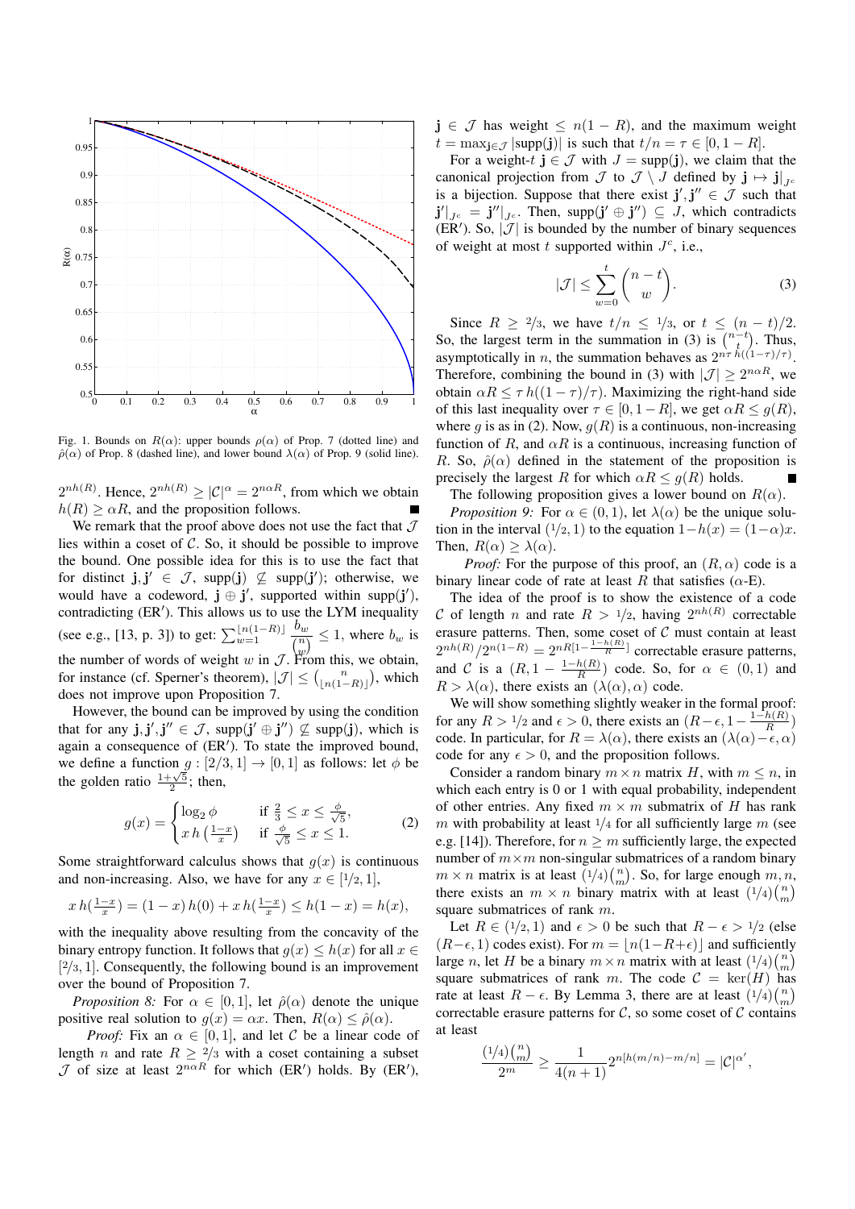Fig. 1. Bounds on $R(\alpha)$: upper bounds $\rho(\alpha)$ of Prop. 7 (dotted line) and $\hat{\rho}(\alpha)$ of Prop. 8 (dashed line), and lower bound $\lambda(\alpha)$ of Prop. 9 (solid line).

$2^{nh(R)}$. Hence, $2^{nh(R)} \geq |\mathcal{C}|^{\alpha} = 2^{n\alpha R}$, from which we obtain $h(R) \geq \alpha R$, and the proposition follows. ∎

We remark that the proof above does not use the fact that $\mathcal{J}$ lies within a coset of $\mathcal{C}$. So, it should be possible to improve the bound. One possible idea for this is to use the fact that for distinct $\mathbf{j}, \mathbf{j}' \in \mathcal{J}$, $\text{supp}(\mathbf{j}) \not\subseteq \text{supp}(\mathbf{j}')$; otherwise, we would have a codeword, $\mathbf{j} \oplus \mathbf{j}'$, supported within $\text{supp}(\mathbf{j}')$, contradicting (ER$'$). This allows us to use the LYM inequality (see e.g., [13, p. 3]) to get: $\sum_{w=1}^{\lfloor n(1-R) \rfloor} \frac{b_w}{\binom{n}{w}} \leq 1$, where $b_w$ is the number of words of weight $w$ in $\mathcal{J}$. From this, we obtain, for instance (cf. Sperner's theorem), $|\mathcal{J}| \leq \binom{n}{\lfloor n(1-R) \rfloor}$, which does not improve upon Proposition 7.

However, the bound can be improved by using the condition that for any $\mathbf{j}, \mathbf{j}', \mathbf{j}'' \in \mathcal{J}$, $\text{supp}(\mathbf{j}' \oplus \mathbf{j}'') \not\subseteq \text{supp}(\mathbf{j})$, which is again a consequence of (ER$'$). To state the improved bound, we define a function $g : [2/3, 1] \to [0, 1]$ as follows: let $\phi$ be the golden ratio $\frac{1+\sqrt{5}}{2}$; then,

$$g(x) = \begin{cases} \log_2 \phi & \text{if } \frac{2}{3} \leq x \leq \frac{\phi}{\sqrt{5}}, \\ x\, h\left(\frac{1-x}{x}\right) & \text{if } \frac{\phi}{\sqrt{5}} \leq x \leq 1. \end{cases} \tag{2}$$

Some straightforward calculus shows that $g(x)$ is continuous and non-increasing. Also, we have for any $x \in [1/2, 1]$,

$$x\, h(\tfrac{1-x}{x}) = (1-x)\, h(0) + x\, h(\tfrac{1-x}{x}) \leq h(1-x) = h(x),$$

with the inequality above resulting from the concavity of the binary entropy function. It follows that $g(x) \leq h(x)$ for all $x \in [2/3, 1]$. Consequently, the following bound is an improvement over the bound of Proposition 7.

*Proposition 8:* For $\alpha \in [0, 1]$, let $\hat{\rho}(\alpha)$ denote the unique positive real solution to $g(x) = \alpha x$. Then, $R(\alpha) \leq \hat{\rho}(\alpha)$.

*Proof:* Fix an $\alpha \in [0, 1]$, and let $\mathcal{C}$ be a linear code of length $n$ and rate $R \geq 2/3$ with a coset containing a subset $\mathcal{J}$ of size at least $2^{n\alpha R}$ for which (ER$'$) holds. By (ER$'$), $\mathbf{j} \in \mathcal{J}$ has weight $\leq n(1-R)$, and the maximum weight $t = \max_{\mathbf{j} \in \mathcal{J}} |\text{supp}(\mathbf{j})|$ is such that $t/n = \tau \in [0, 1-R]$.

For a weight-$t$ $\mathbf{j} \in \mathcal{J}$ with $J = \text{supp}(\mathbf{j})$, we claim that the canonical projection from $\mathcal{J}$ to $\mathcal{J} \setminus J$ defined by $\mathbf{j} \mapsto \mathbf{j}|_{J^c}$ is a bijection. Suppose that there exist $\mathbf{j}', \mathbf{j}'' \in \mathcal{J}$ such that $\mathbf{j}'|_{J^c} = \mathbf{j}''|_{J^c}$. Then, $\text{supp}(\mathbf{j}' \oplus \mathbf{j}'') \subseteq J$, which contradicts (ER$'$). So, $|\mathcal{J}|$ is bounded by the number of binary sequences of weight at most $t$ supported within $J^c$, i.e.,

$$|\mathcal{J}| \leq \sum_{w=0}^{t} \binom{n-t}{w}. \tag{3}$$

Since $R \geq 2/3$, we have $t/n \leq 1/3$, or $t \leq (n-t)/2$. So, the largest term in the summation in (3) is $\binom{n-t}{t}$. Thus, asymptotically in $n$, the summation behaves as $2^{n\tau\, h((1-\tau)/\tau)}$. Therefore, combining the bound in (3) with $|\mathcal{J}| \geq 2^{n\alpha R}$, we obtain $\alpha R \leq \tau\, h((1-\tau)/\tau)$. Maximizing the right-hand side of this last inequality over $\tau \in [0, 1-R]$, we get $\alpha R \leq g(R)$, where $g$ is as in (2). Now, $g(R)$ is a continuous, non-increasing function of $R$, and $\alpha R$ is a continuous, increasing function of $R$. So, $\hat{\rho}(\alpha)$ defined in the statement of the proposition is precisely the largest $R$ for which $\alpha R \leq g(R)$ holds. ∎

The following proposition gives a lower bound on $R(\alpha)$.

*Proposition 9:* For $\alpha \in (0, 1)$, let $\lambda(\alpha)$ be the unique solution in the interval $(1/2, 1)$ to the equation $1 - h(x) = (1-\alpha)x$. Then, $R(\alpha) \geq \lambda(\alpha)$.

*Proof:* For the purpose of this proof, an $(R, \alpha)$ code is a binary linear code of rate at least $R$ that satisfies ($\alpha$-E).

The idea of the proof is to show the existence of a code $\mathcal{C}$ of length $n$ and rate $R > 1/2$, having $2^{nh(R)}$ correctable erasure patterns. Then, some coset of $\mathcal{C}$ must contain at least $2^{nh(R)}/2^{n(1-R)} = 2^{nR[1-\frac{1-h(R)}{R}]}$ correctable erasure patterns, and $\mathcal{C}$ is a $(R, 1 - \frac{1-h(R)}{R})$ code. So, for $\alpha \in (0, 1)$ and $R > \lambda(\alpha)$, there exists an $(\lambda(\alpha), \alpha)$ code.

We will show something slightly weaker in the formal proof: for any $R > 1/2$ and $\epsilon > 0$, there exists an $(R - \epsilon, 1 - \frac{1-h(R)}{R})$ code. In particular, for $R = \lambda(\alpha)$, there exists an $(\lambda(\alpha) - \epsilon, \alpha)$ code for any $\epsilon > 0$, and the proposition follows.

Consider a random binary $m \times n$ matrix $H$, with $m \leq n$, in which each entry is 0 or 1 with equal probability, independent of other entries. Any fixed $m \times m$ submatrix of $H$ has rank $m$ with probability at least $1/4$ for all sufficiently large $m$ (see e.g. [14]). Therefore, for $n \geq m$ sufficiently large, the expected number of $m \times m$ non-singular submatrices of a random binary $m \times n$ matrix is at least $(1/4)\binom{n}{m}$. So, for large enough $m, n$, there exists an $m \times n$ binary matrix with at least $(1/4)\binom{n}{m}$ square submatrices of rank $m$.

Let $R \in (1/2, 1)$ and $\epsilon > 0$ be such that $R - \epsilon > 1/2$ (else $(R-\epsilon, 1)$ codes exist). For $m = \lfloor n(1-R+\epsilon) \rfloor$ and sufficiently large $n$, let $H$ be a binary $m \times n$ matrix with at least $(1/4)\binom{n}{m}$ square submatrices of rank $m$. The code $\mathcal{C} = \ker(H)$ has rate at least $R - \epsilon$. By Lemma 3, there are at least $(1/4)\binom{n}{m}$ correctable erasure patterns for $\mathcal{C}$, so some coset of $\mathcal{C}$ contains at least

$$\frac{(1/4)\binom{n}{m}}{2^m} \geq \frac{1}{4(n+1)} 2^{n[h(m/n) - m/n]} = |\mathcal{C}|^{\alpha'},$$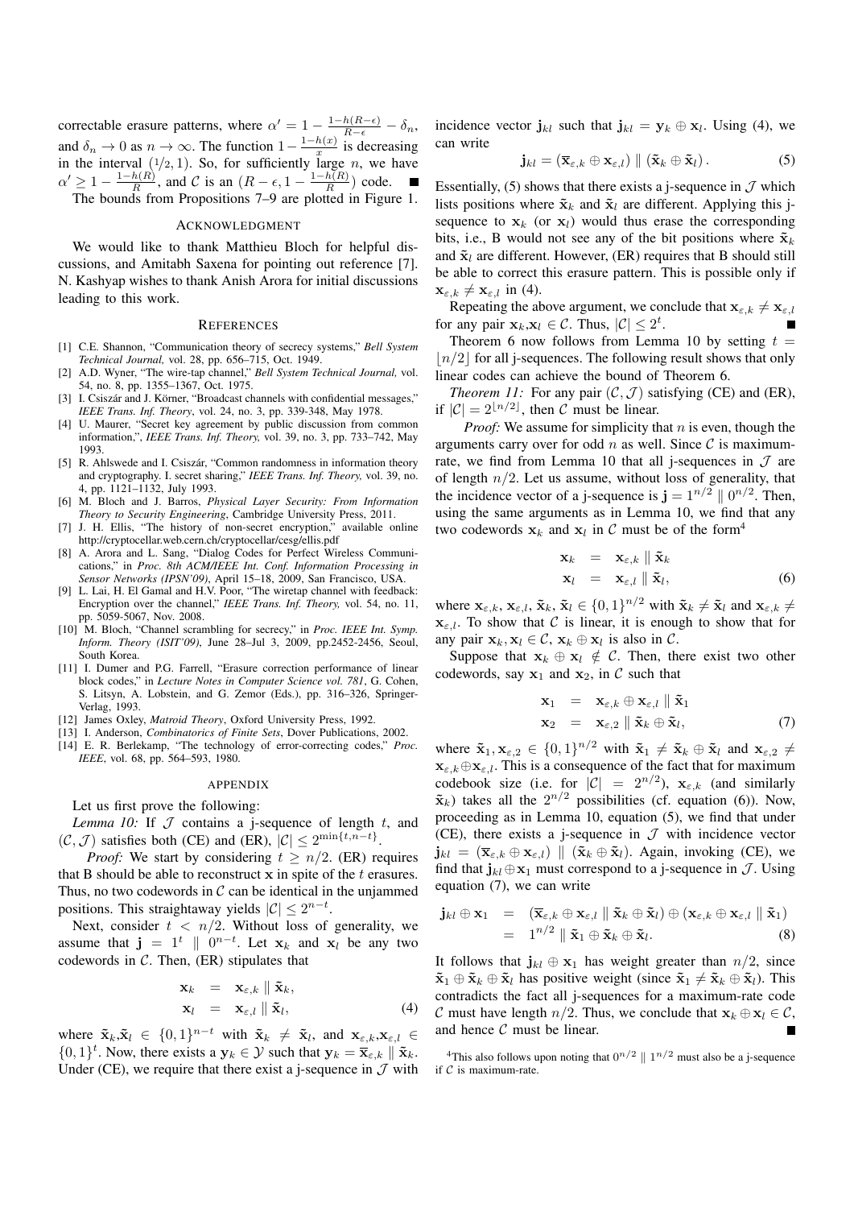correctable erasure patterns, where $\alpha' = 1 - \frac{1-h(R-\epsilon)}{R-\epsilon} - \delta_n$, and $\delta_n \to 0$ as $n \to \infty$. The function $1 - \frac{1-h(x)}{x}$ is decreasing in the interval $(1/2, 1)$. So, for sufficiently large $n$, we have $\alpha' \geq 1 - \frac{1-h(R)}{R}$, and $\mathcal{C}$ is an $(R-\epsilon, 1 - \frac{1-h(R)}{R})$ code. ■

The bounds from Propositions 7–9 are plotted in Figure 1.

## ACKNOWLEDGMENT

We would like to thank Matthieu Bloch for helpful discussions, and Amitabh Saxena for pointing out reference [7]. N. Kashyap wishes to thank Anish Arora for initial discussions leading to this work.

## REFERENCES

- [1] C.E. Shannon, "Communication theory of secrecy systems," *Bell System Technical Journal,* vol. 28, pp. 656–715, Oct. 1949.
- [2] A.D. Wyner, "The wire-tap channel," *Bell System Technical Journal,* vol. 54, no. 8, pp. 1355–1367, Oct. 1975.
- [3] I. Csiszár and J. Körner, "Broadcast channels with confidential messages," *IEEE Trans. Inf. Theory*, vol. 24, no. 3, pp. 339-348, May 1978.
- [4] U. Maurer, "Secret key agreement by public discussion from common information,", *IEEE Trans. Inf. Theory,* vol. 39, no. 3, pp. 733–742, May 1993.
- [5] R. Ahlswede and I. Csiszár, "Common randomness in information theory and cryptography. I. secret sharing," *IEEE Trans. Inf. Theory,* vol. 39, no. 4, pp. 1121–1132, July 1993.
- [6] M. Bloch and J. Barros, *Physical Layer Security: From Information Theory to Security Engineering*, Cambridge University Press, 2011.
- [7] J. H. Ellis, "The history of non-secret encryption," available online http://cryptocellar.web.cern.ch/cryptocellar/cesg/ellis.pdf
- [8] A. Arora and L. Sang, "Dialog Codes for Perfect Wireless Communications," in *Proc. 8th ACM/IEEE Int. Conf. Information Processing in Sensor Networks (IPSN'09)*, April 15–18, 2009, San Francisco, USA.
- [9] L. Lai, H. El Gamal and H.V. Poor, "The wiretap channel with feedback: Encryption over the channel," *IEEE Trans. Inf. Theory,* vol. 54, no. 11, pp. 5059-5067, Nov. 2008.
- [10] M. Bloch, "Channel scrambling for secrecy," in *Proc. IEEE Int. Symp. Inform. Theory (ISIT'09)*, June 28–Jul 3, 2009, pp.2452-2456, Seoul, South Korea.
- [11] I. Dumer and P.G. Farrell, "Erasure correction performance of linear block codes," in *Lecture Notes in Computer Science vol. 781*, G. Cohen, S. Litsyn, A. Lobstein, and G. Zemor (Eds.), pp. 316–326, Springer-Verlag, 1993.
- [12] James Oxley, *Matroid Theory*, Oxford University Press, 1992.
- [13] I. Anderson, *Combinatorics of Finite Sets*, Dover Publications, 2002.
- [14] E. R. Berlekamp, "The technology of error-correcting codes," *Proc. IEEE*, vol. 68, pp. 564–593, 1980.

## APPENDIX

Let us first prove the following:

*Lemma 10:* If $\mathcal{J}$ contains a j-sequence of length $t$, and $(\mathcal{C}, \mathcal{J})$ satisfies both (CE) and (ER), $|\mathcal{C}| \leq 2^{\min\{t, n-t\}}$.

*Proof:* We start by considering $t \geq n/2$. (ER) requires that B should be able to reconstruct $\mathbf{x}$ in spite of the $t$ erasures. Thus, no two codewords in $\mathcal{C}$ can be identical in the unjammed positions. This straightaway yields $|\mathcal{C}| \leq 2^{n-t}$.

Next, consider $t < n/2$. Without loss of generality, we assume that $\mathbf{j} = 1^t \parallel 0^{n-t}$. Let $\mathbf{x}_k$ and $\mathbf{x}_l$ be any two codewords in $\mathcal{C}$. Then, (ER) stipulates that

$$
\begin{aligned}
\mathbf{x}_k &= \mathbf{x}_{\varepsilon,k} \parallel \tilde{\mathbf{x}}_k, \\
\mathbf{x}_l &= \mathbf{x}_{\varepsilon,l} \parallel \tilde{\mathbf{x}}_l,
\end{aligned} \tag{4}
$$

where $\tilde{\mathbf{x}}_k, \tilde{\mathbf{x}}_l \in \{0,1\}^{n-t}$ with $\tilde{\mathbf{x}}_k \neq \tilde{\mathbf{x}}_l$, and $\mathbf{x}_{\varepsilon,k}, \mathbf{x}_{\varepsilon,l} \in \{0,1\}^t$. Now, there exists a $\mathbf{y}_k \in \mathcal{Y}$ such that $\mathbf{y}_k = \overline{\mathbf{x}}_{\varepsilon,k} \parallel \tilde{\mathbf{x}}_k$. Under (CE), we require that there exist a j-sequence in $\mathcal{J}$ with incidence vector $\mathbf{j}_{kl}$ such that $\mathbf{j}_{kl} = \mathbf{y}_k \oplus \mathbf{x}_l$. Using (4), we can write

$$
\mathbf{j}_{kl} = (\overline{\mathbf{x}}_{\varepsilon,k} \oplus \mathbf{x}_{\varepsilon,l}) \parallel (\tilde{\mathbf{x}}_k \oplus \tilde{\mathbf{x}}_l). \tag{5}
$$

Essentially, (5) shows that there exists a j-sequence in $\mathcal{J}$ which lists positions where $\tilde{\mathbf{x}}_k$ and $\tilde{\mathbf{x}}_l$ are different. Applying this j-sequence to $\mathbf{x}_k$ (or $\mathbf{x}_l$) would thus erase the corresponding bits, i.e., B would not see any of the bit positions where $\tilde{\mathbf{x}}_k$ and $\tilde{\mathbf{x}}_l$ are different. However, (ER) requires that B should still be able to correct this erasure pattern. This is possible only if $\mathbf{x}_{\varepsilon,k} \neq \mathbf{x}_{\varepsilon,l}$ in (4).

Repeating the above argument, we conclude that $\mathbf{x}_{\varepsilon,k} \neq \mathbf{x}_{\varepsilon,l}$ for any pair $\mathbf{x}_k, \mathbf{x}_l \in \mathcal{C}$. Thus, $|\mathcal{C}| \leq 2^t$. ■

Theorem 6 now follows from Lemma 10 by setting $t = \lfloor n/2 \rfloor$ for all j-sequences. The following result shows that only linear codes can achieve the bound of Theorem 6.

*Theorem 11:* For any pair $(\mathcal{C}, \mathcal{J})$ satisfying (CE) and (ER), if $|\mathcal{C}| = 2^{\lfloor n/2 \rfloor}$, then $\mathcal{C}$ must be linear.

*Proof:* We assume for simplicity that $n$ is even, though the arguments carry over for odd $n$ as well. Since $\mathcal{C}$ is maximum-rate, we find from Lemma 10 that all j-sequences in $\mathcal{J}$ are of length $n/2$. Let us assume, without loss of generality, that the incidence vector of a j-sequence is $\mathbf{j} = 1^{n/2} \parallel 0^{n/2}$. Then, using the same arguments as in Lemma 10, we find that any two codewords $\mathbf{x}_k$ and $\mathbf{x}_l$ in $\mathcal{C}$ must be of the form[4]

$$
\begin{aligned}
\mathbf{x}_k &= \mathbf{x}_{\varepsilon,k} \parallel \tilde{\mathbf{x}}_k \\
\mathbf{x}_l &= \mathbf{x}_{\varepsilon,l} \parallel \tilde{\mathbf{x}}_l,
\end{aligned} \tag{6}
$$

where $\mathbf{x}_{\varepsilon,k}, \mathbf{x}_{\varepsilon,l}, \tilde{\mathbf{x}}_k, \tilde{\mathbf{x}}_l \in \{0,1\}^{n/2}$ with $\tilde{\mathbf{x}}_k \neq \tilde{\mathbf{x}}_l$ and $\mathbf{x}_{\varepsilon,k} \neq \mathbf{x}_{\varepsilon,l}$. To show that $\mathcal{C}$ is linear, it is enough to show that for any pair $\mathbf{x}_k, \mathbf{x}_l \in \mathcal{C}$, $\mathbf{x}_k \oplus \mathbf{x}_l$ is also in $\mathcal{C}$.

Suppose that $\mathbf{x}_k \oplus \mathbf{x}_l \notin \mathcal{C}$. Then, there exist two other codewords, say $\mathbf{x}_1$ and $\mathbf{x}_2$, in $\mathcal{C}$ such that

$$
\begin{aligned}
\mathbf{x}_1 &= \mathbf{x}_{\varepsilon,k} \oplus \mathbf{x}_{\varepsilon,l} \parallel \tilde{\mathbf{x}}_1 \\
\mathbf{x}_2 &= \mathbf{x}_{\varepsilon,2} \parallel \tilde{\mathbf{x}}_k \oplus \tilde{\mathbf{x}}_l,
\end{aligned} \tag{7}
$$

where $\tilde{\mathbf{x}}_1, \mathbf{x}_{\varepsilon,2} \in \{0,1\}^{n/2}$ with $\tilde{\mathbf{x}}_1 \neq \tilde{\mathbf{x}}_k \oplus \tilde{\mathbf{x}}_l$ and $\mathbf{x}_{\varepsilon,2} \neq \mathbf{x}_{\varepsilon,k} \oplus \mathbf{x}_{\varepsilon,l}$. This is a consequence of the fact that for maximum codebook size (i.e. for $|\mathcal{C}| = 2^{n/2}$), $\mathbf{x}_{\varepsilon,k}$ (and similarly $\tilde{\mathbf{x}}_k$) takes all the $2^{n/2}$ possibilities (cf. equation (6)). Now, proceeding as in Lemma 10, equation (5), we find that under (CE), there exists a j-sequence in $\mathcal{J}$ with incidence vector $\mathbf{j}_{kl} = (\overline{\mathbf{x}}_{\varepsilon,k} \oplus \mathbf{x}_{\varepsilon,l}) \parallel (\tilde{\mathbf{x}}_k \oplus \tilde{\mathbf{x}}_l)$. Again, invoking (CE), we find that $\mathbf{j}_{kl} \oplus \mathbf{x}_1$ must correspond to a j-sequence in $\mathcal{J}$. Using equation (7), we can write

$$
\begin{aligned}
\mathbf{j}_{kl} \oplus \mathbf{x}_1 &= (\overline{\mathbf{x}}_{\varepsilon,k} \oplus \mathbf{x}_{\varepsilon,l} \parallel \tilde{\mathbf{x}}_k \oplus \tilde{\mathbf{x}}_l) \oplus (\mathbf{x}_{\varepsilon,k} \oplus \mathbf{x}_{\varepsilon,l} \parallel \tilde{\mathbf{x}}_1) \\
&= 1^{n/2} \parallel \tilde{\mathbf{x}}_1 \oplus \tilde{\mathbf{x}}_k \oplus \tilde{\mathbf{x}}_l.
\end{aligned} \tag{8}
$$

It follows that $\mathbf{j}_{kl} \oplus \mathbf{x}_1$ has weight greater than $n/2$, since $\tilde{\mathbf{x}}_1 \oplus \tilde{\mathbf{x}}_k \oplus \tilde{\mathbf{x}}_l$ has positive weight (since $\tilde{\mathbf{x}}_1 \neq \tilde{\mathbf{x}}_k \oplus \tilde{\mathbf{x}}_l$). This contradicts the fact all j-sequences for a maximum-rate code $\mathcal{C}$ must have length $n/2$. Thus, we conclude that $\mathbf{x}_k \oplus \mathbf{x}_l \in \mathcal{C}$, and hence $\mathcal{C}$ must be linear. ■

[4] This also follows upon noting that $0^{n/2} \parallel 1^{n/2}$ must also be a j-sequence if $\mathcal{C}$ is maximum-rate.